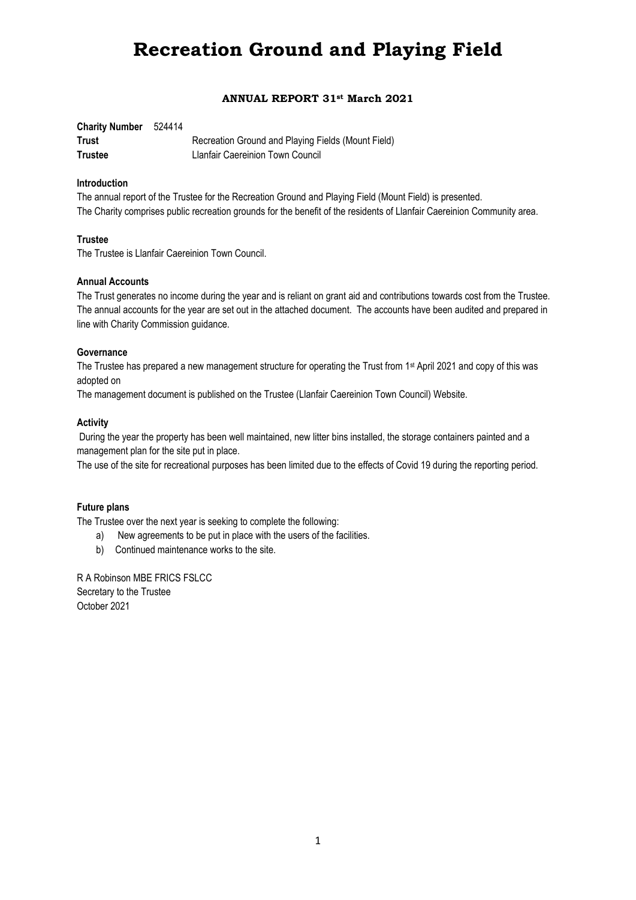# Recreation Ground and Playing Field

**ANNUAL REPORT 31st March 2021**

**Charity Number** 524414
**Trust** Recreation Ground and Playing Fields (Mount Field)
**Trustee** Llanfair Caereinion Town Council

**Introduction**

The annual report of the Trustee for the Recreation Ground and Playing Field (Mount Field) is presented.
The Charity comprises public recreation grounds for the benefit of the residents of Llanfair Caereinion Community area.

**Trustee**

The Trustee is Llanfair Caereinion Town Council.

**Annual Accounts**

The Trust generates no income during the year and is reliant on grant aid and contributions towards cost from the Trustee.
The annual accounts for the year are set out in the attached document. The accounts have been audited and prepared in line with Charity Commission guidance.

**Governance**

The Trustee has prepared a new management structure for operating the Trust from 1st April 2021 and copy of this was adopted on

The management document is published on the Trustee (Llanfair Caereinion Town Council) Website.

**Activity**

During the year the property has been well maintained, new litter bins installed, the storage containers painted and a management plan for the site put in place.

The use of the site for recreational purposes has been limited due to the effects of Covid 19 during the reporting period.

**Future plans**

The Trustee over the next year is seeking to complete the following:

a) New agreements to be put in place with the users of the facilities.
b) Continued maintenance works to the site.

R A Robinson MBE FRICS FSLCC
Secretary to the Trustee
October 2021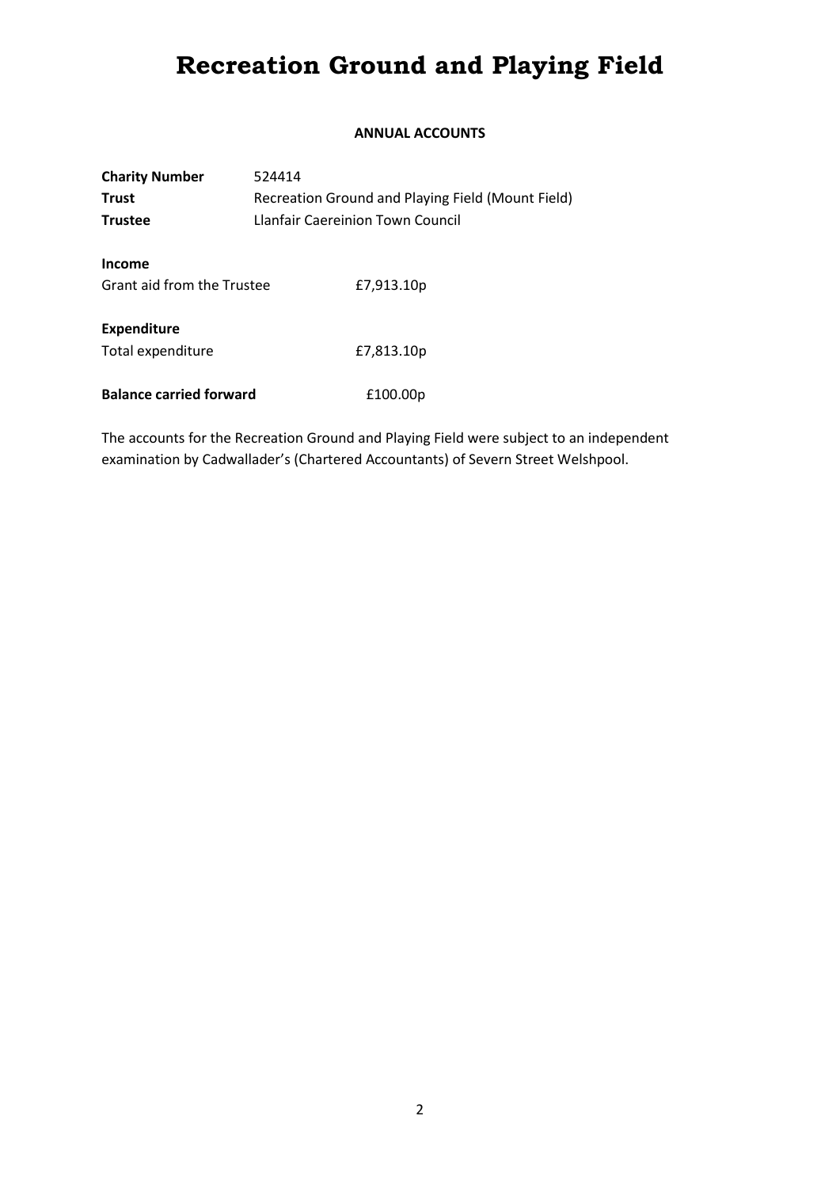# Recreation Ground and Playing Field

**ANNUAL ACCOUNTS**

|  |  |
|---|---|
| **Charity Number** | 524414 |
| **Trust** | Recreation Ground and Playing Field (Mount Field) |
| **Trustee** | Llanfair Caereinion Town Council |

**Income**

| | |
|---|---|
| Grant aid from the Trustee | £7,913.10p |

**Expenditure**

| | |
|---|---|
| Total expenditure | £7,813.10p |
| **Balance carried forward** | £100.00p |

The accounts for the Recreation Ground and Playing Field were subject to an independent examination by Cadwallader's (Chartered Accountants) of Severn Street Welshpool.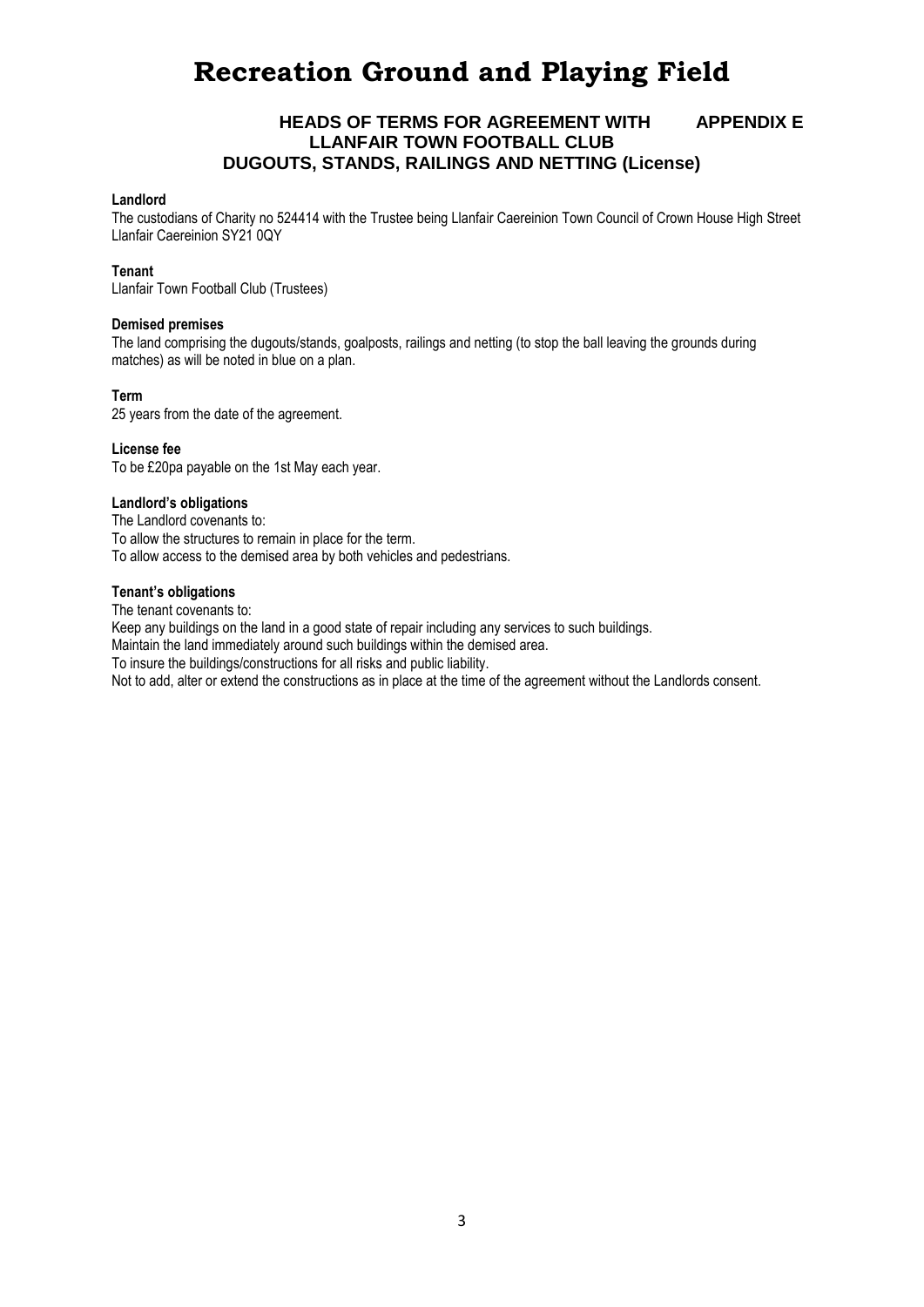# Recreation Ground and Playing Field

## HEADS OF TERMS FOR AGREEMENT WITH LLANFAIR TOWN FOOTBALL CLUB DUGOUTS, STANDS, RAILINGS AND NETTING (License)

**APPENDIX E**

**Landlord**

The custodians of Charity no 524414 with the Trustee being Llanfair Caereinion Town Council of Crown House High Street Llanfair Caereinion SY21 0QY

**Tenant**

Llanfair Town Football Club (Trustees)

**Demised premises**

The land comprising the dugouts/stands, goalposts, railings and netting (to stop the ball leaving the grounds during matches) as will be noted in blue on a plan.

**Term**

25 years from the date of the agreement.

**License fee**

To be £20pa payable on the 1st May each year.

**Landlord's obligations**

The Landlord covenants to:
To allow the structures to remain in place for the term.
To allow access to the demised area by both vehicles and pedestrians.

**Tenant's obligations**

The tenant covenants to:
Keep any buildings on the land in a good state of repair including any services to such buildings.
Maintain the land immediately around such buildings within the demised area.
To insure the buildings/constructions for all risks and public liability.
Not to add, alter or extend the constructions as in place at the time of the agreement without the Landlords consent.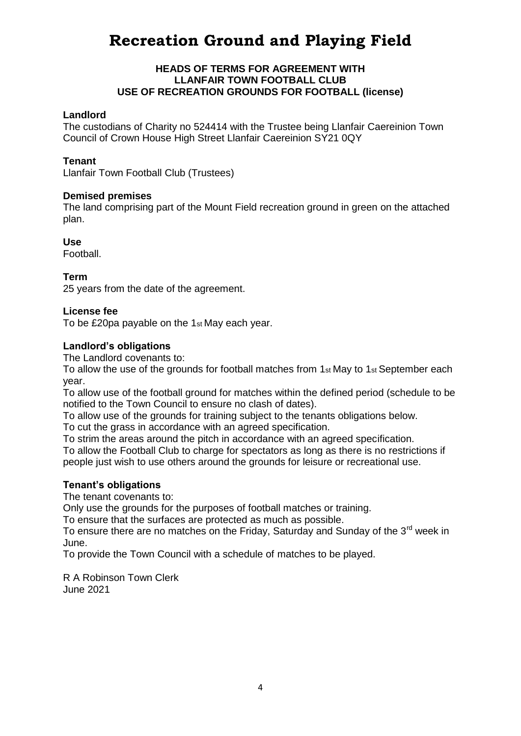# Recreation Ground and Playing Field

**HEADS OF TERMS FOR AGREEMENT WITH**
**LLANFAIR TOWN FOOTBALL CLUB**
**USE OF RECREATION GROUNDS FOR FOOTBALL (license)**

**Landlord**

The custodians of Charity no 524414 with the Trustee being Llanfair Caereinion Town Council of Crown House High Street Llanfair Caereinion SY21 0QY

**Tenant**

Llanfair Town Football Club (Trustees)

**Demised premises**

The land comprising part of the Mount Field recreation ground in green on the attached plan.

**Use**

Football.

**Term**

25 years from the date of the agreement.

**License fee**

To be £20pa payable on the 1st May each year.

**Landlord's obligations**

The Landlord covenants to:

To allow the use of the grounds for football matches from 1st May to 1st September each year.

To allow use of the football ground for matches within the defined period (schedule to be notified to the Town Council to ensure no clash of dates).

To allow use of the grounds for training subject to the tenants obligations below.

To cut the grass in accordance with an agreed specification.

To strim the areas around the pitch in accordance with an agreed specification.

To allow the Football Club to charge for spectators as long as there is no restrictions if people just wish to use others around the grounds for leisure or recreational use.

**Tenant's obligations**

The tenant covenants to:

Only use the grounds for the purposes of football matches or training.

To ensure that the surfaces are protected as much as possible.

To ensure there are no matches on the Friday, Saturday and Sunday of the 3rd week in June.

To provide the Town Council with a schedule of matches to be played.

R A Robinson Town Clerk
June 2021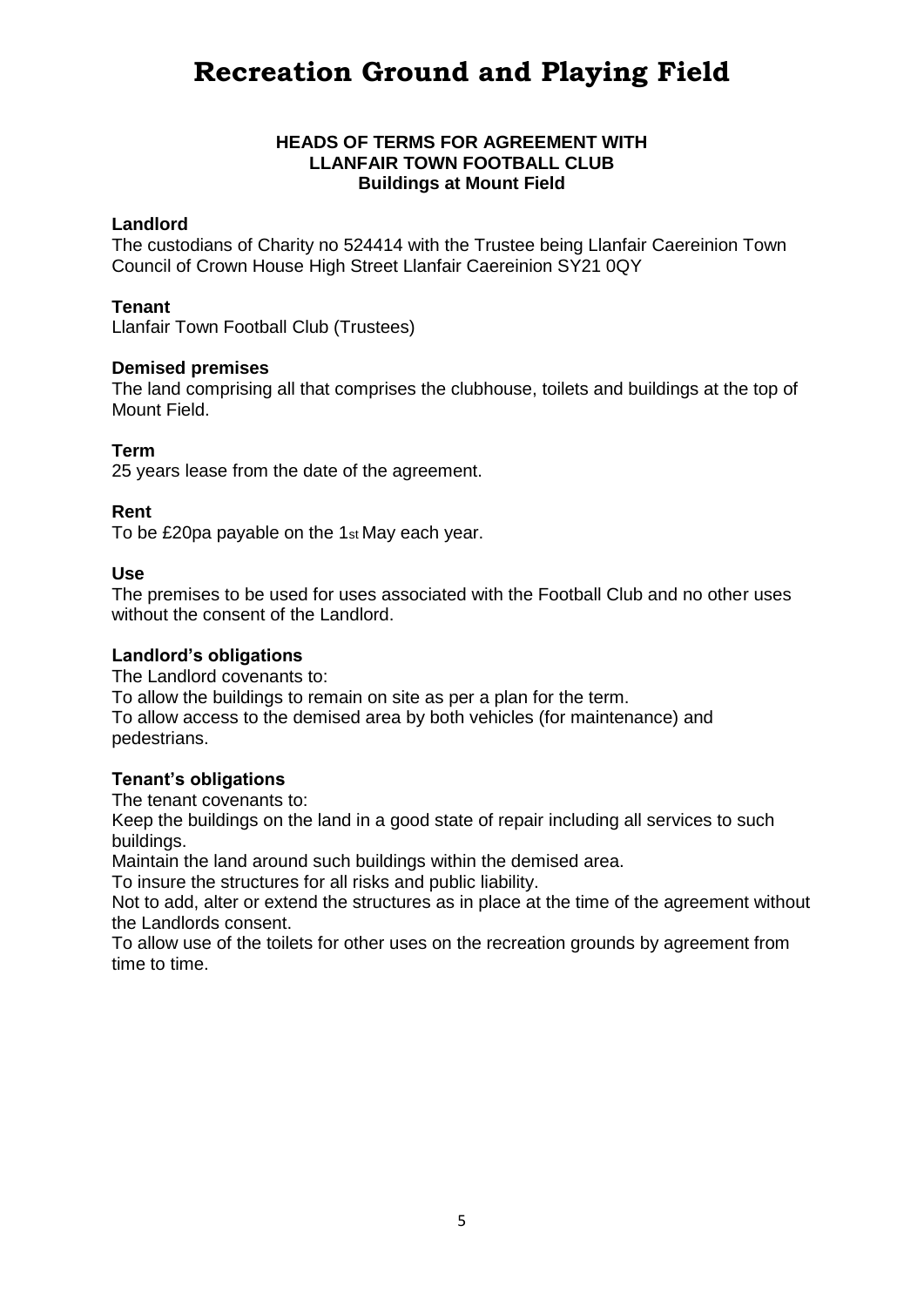# Recreation Ground and Playing Field

**HEADS OF TERMS FOR AGREEMENT WITH**
**LLANFAIR TOWN FOOTBALL CLUB**
**Buildings at Mount Field**

**Landlord**
The custodians of Charity no 524414 with the Trustee being Llanfair Caereinion Town Council of Crown House High Street Llanfair Caereinion SY21 0QY

**Tenant**
Llanfair Town Football Club (Trustees)

**Demised premises**
The land comprising all that comprises the clubhouse, toilets and buildings at the top of Mount Field.

**Term**
25 years lease from the date of the agreement.

**Rent**
To be £20pa payable on the 1st May each year.

**Use**
The premises to be used for uses associated with the Football Club and no other uses without the consent of the Landlord.

**Landlord's obligations**
The Landlord covenants to:
To allow the buildings to remain on site as per a plan for the term.
To allow access to the demised area by both vehicles (for maintenance) and pedestrians.

**Tenant's obligations**
The tenant covenants to:
Keep the buildings on the land in a good state of repair including all services to such buildings.
Maintain the land around such buildings within the demised area.
To insure the structures for all risks and public liability.
Not to add, alter or extend the structures as in place at the time of the agreement without the Landlords consent.
To allow use of the toilets for other uses on the recreation grounds by agreement from time to time.